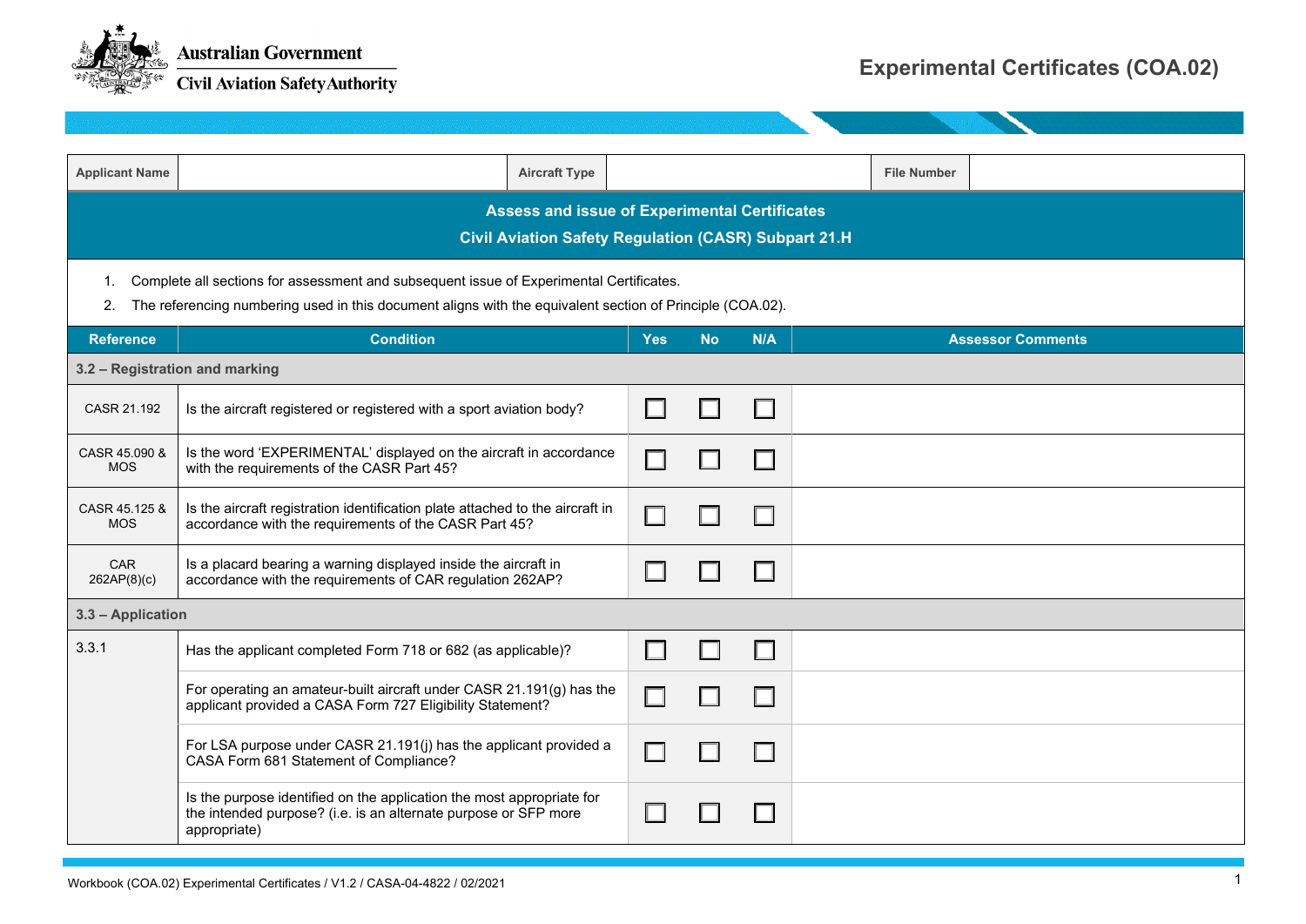# Experimental Certificates (COA.02)

| Applicant Name | | Aircraft Type | | File Number | |
|---|---|---|---|---|---|

## Assess and issue of Experimental Certificates

## Civil Aviation Safety Regulation (CASR) Subpart 21.H

1. Complete all sections for assessment and subsequent issue of Experimental Certificates.
2. The referencing numbering used in this document aligns with the equivalent section of Principle (COA.02).

| Reference | Condition | Yes | No | N/A | Assessor Comments |
|---|---|---|---|---|---|
| **3.2 – Registration and marking** | | | | | |
| CASR 21.192 | Is the aircraft registered or registered with a sport aviation body? | ☐ | ☐ | ☐ | |
| CASR 45.090 & MOS | Is the word 'EXPERIMENTAL' displayed on the aircraft in accordance with the requirements of the CASR Part 45? | ☐ | ☐ | ☐ | |
| CASR 45.125 & MOS | Is the aircraft registration identification plate attached to the aircraft in accordance with the requirements of the CASR Part 45? | ☐ | ☐ | ☐ | |
| CAR 262AP(8)(c) | Is a placard bearing a warning displayed inside the aircraft in accordance with the requirements of CAR regulation 262AP? | ☐ | ☐ | ☐ | |
| **3.3 – Application** | | | | | |
| 3.3.1 | Has the applicant completed Form 718 or 682 (as applicable)? | ☐ | ☐ | ☐ | |
| | For operating an amateur-built aircraft under CASR 21.191(g) has the applicant provided a CASA Form 727 Eligibility Statement? | ☐ | ☐ | ☐ | |
| | For LSA purpose under CASR 21.191(j) has the applicant provided a CASA Form 681 Statement of Compliance? | ☐ | ☐ | ☐ | |
| | Is the purpose identified on the application the most appropriate for the intended purpose? (i.e. is an alternate purpose or SFP more appropriate) | ☐ | ☐ | ☐ | |

Workbook (COA.02) Experimental Certificates / V1.2 / CASA-04-4822 / 02/2021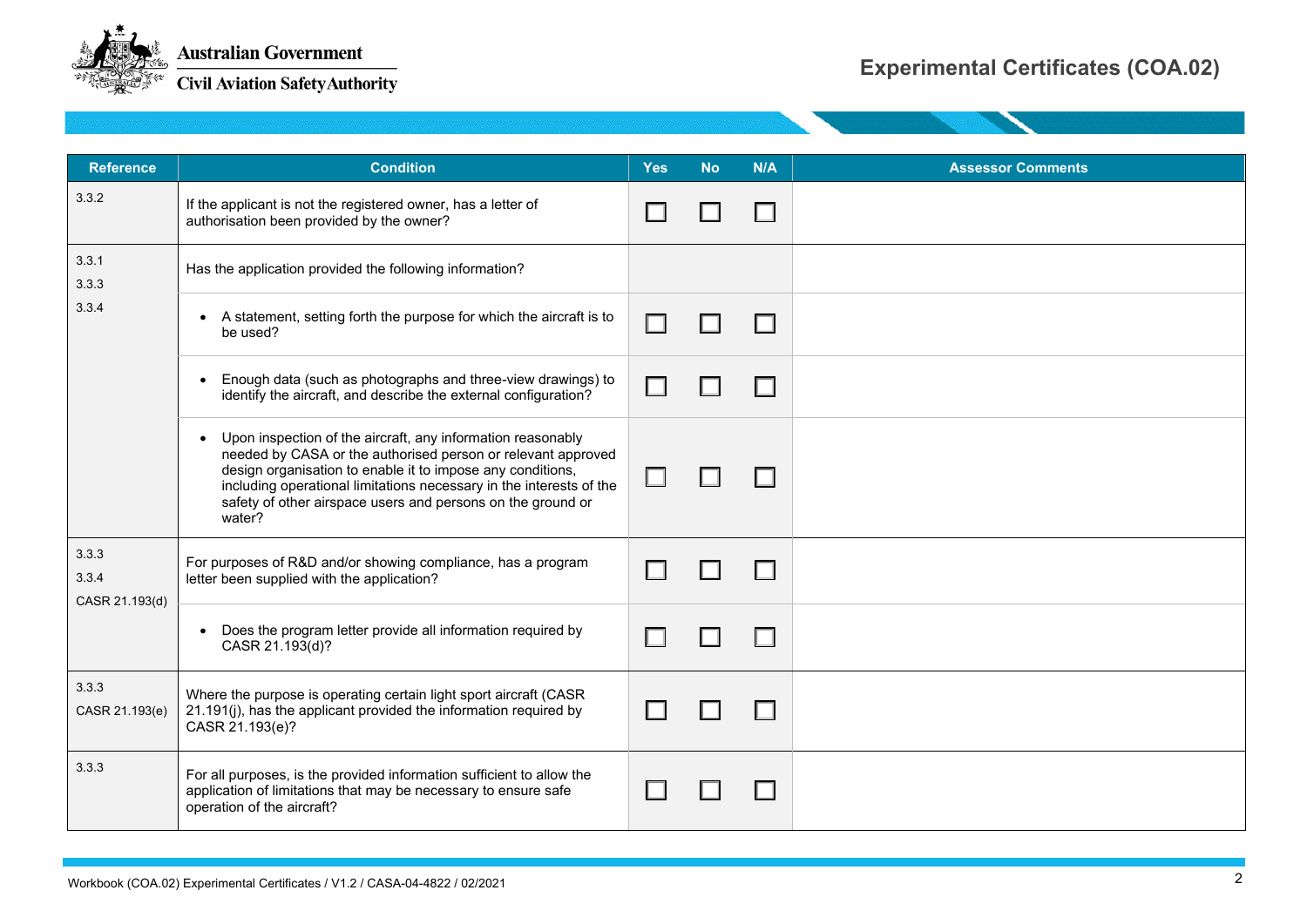| Reference | Condition | Yes | No | N/A | Assessor Comments |
|---|---|---|---|---|---|
| 3.3.2 | If the applicant is not the registered owner, has a letter of authorisation been provided by the owner? | ☐ | ☐ | ☐ | |
| 3.3.1<br>3.3.3<br>3.3.4 | Has the application provided the following information? | | | | |
| | • A statement, setting forth the purpose for which the aircraft is to be used? | ☐ | ☐ | ☐ | |
| | • Enough data (such as photographs and three-view drawings) to identify the aircraft, and describe the external configuration? | ☐ | ☐ | ☐ | |
| | • Upon inspection of the aircraft, any information reasonably needed by CASA or the authorised person or relevant approved design organisation to enable it to impose any conditions, including operational limitations necessary in the interests of the safety of other airspace users and persons on the ground or water? | ☐ | ☐ | ☐ | |
| 3.3.3<br>3.3.4<br>CASR 21.193(d) | For purposes of R&D and/or showing compliance, has a program letter been supplied with the application? | ☐ | ☐ | ☐ | |
| | • Does the program letter provide all information required by CASR 21.193(d)? | ☐ | ☐ | ☐ | |
| 3.3.3<br>CASR 21.193(e) | Where the purpose is operating certain light sport aircraft (CASR 21.191(j), has the applicant provided the information required by CASR 21.193(e)? | ☐ | ☐ | ☐ | |
| 3.3.3 | For all purposes, is the provided information sufficient to allow the application of limitations that may be necessary to ensure safe operation of the aircraft? | ☐ | ☐ | ☐ | |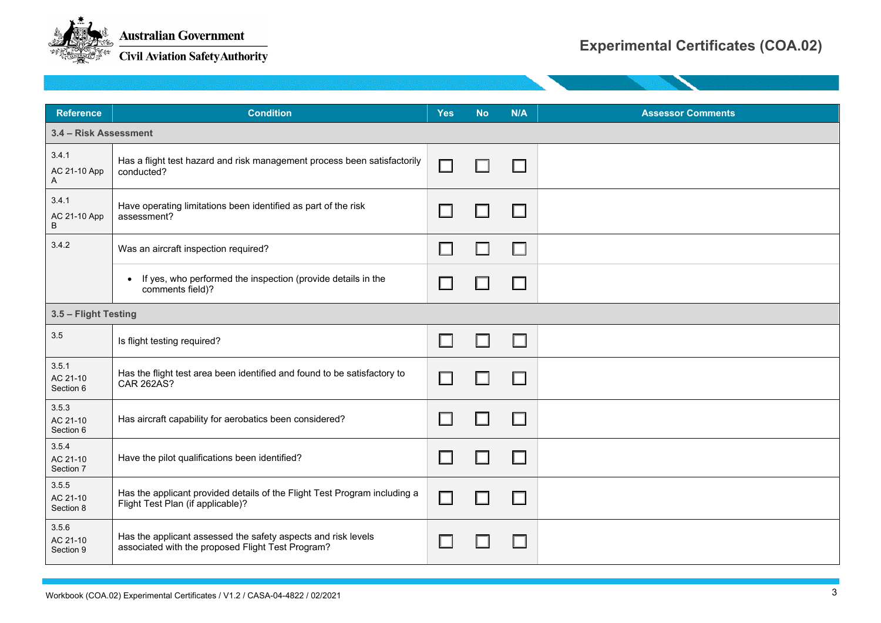| Reference | Condition | Yes | No | N/A | Assessor Comments |
|---|---|---|---|---|---|
| **3.4 – Risk Assessment** | | | | | |
| 3.4.1<br>AC 21-10 App A | Has a flight test hazard and risk management process been satisfactorily conducted? | ☐ | ☐ | ☐ | |
| 3.4.1<br>AC 21-10 App B | Have operating limitations been identified as part of the risk assessment? | ☐ | ☐ | ☐ | |
| 3.4.2 | Was an aircraft inspection required? | ☐ | ☐ | ☐ | |
| | • If yes, who performed the inspection (provide details in the comments field)? | ☐ | ☐ | ☐ | |
| **3.5 – Flight Testing** | | | | | |
| 3.5 | Is flight testing required? | ☐ | ☐ | ☐ | |
| 3.5.1<br>AC 21-10 Section 6 | Has the flight test area been identified and found to be satisfactory to CAR 262AS? | ☐ | ☐ | ☐ | |
| 3.5.3<br>AC 21-10 Section 6 | Has aircraft capability for aerobatics been considered? | ☐ | ☐ | ☐ | |
| 3.5.4<br>AC 21-10 Section 7 | Have the pilot qualifications been identified? | ☐ | ☐ | ☐ | |
| 3.5.5<br>AC 21-10 Section 8 | Has the applicant provided details of the Flight Test Program including a Flight Test Plan (if applicable)? | ☐ | ☐ | ☐ | |
| 3.5.6<br>AC 21-10 Section 9 | Has the applicant assessed the safety aspects and risk levels associated with the proposed Flight Test Program? | ☐ | ☐ | ☐ | |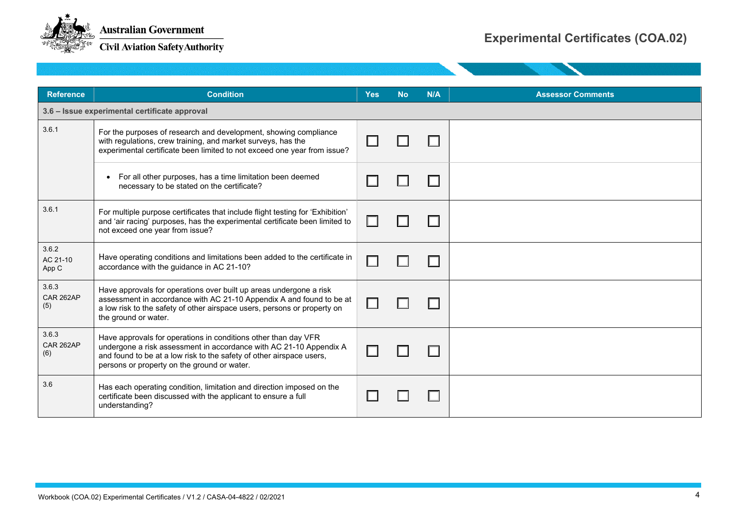| Reference | Condition | Yes | No | N/A | Assessor Comments |
|---|---|---|---|---|---|
| **3.6 – Issue experimental certificate approval** | | | | | |
| 3.6.1 | For the purposes of research and development, showing compliance with regulations, crew training, and market surveys, has the experimental certificate been limited to not exceed one year from issue? | ☐ | ☐ | ☐ | |
| | • For all other purposes, has a time limitation been deemed necessary to be stated on the certificate? | ☐ | ☐ | ☐ | |
| 3.6.1 | For multiple purpose certificates that include flight testing for 'Exhibition' and 'air racing' purposes, has the experimental certificate been limited to not exceed one year from issue? | ☐ | ☐ | ☐ | |
| 3.6.2<br>AC 21-10 App C | Have operating conditions and limitations been added to the certificate in accordance with the guidance in AC 21-10? | ☐ | ☐ | ☐ | |
| 3.6.3<br>CAR 262AP (5) | Have approvals for operations over built up areas undergone a risk assessment in accordance with AC 21-10 Appendix A and found to be at a low risk to the safety of other airspace users, persons or property on the ground or water. | ☐ | ☐ | ☐ | |
| 3.6.3<br>CAR 262AP (6) | Have approvals for operations in conditions other than day VFR undergone a risk assessment in accordance with AC 21-10 Appendix A and found to be at a low risk to the safety of other airspace users, persons or property on the ground or water. | ☐ | ☐ | ☐ | |
| 3.6 | Has each operating condition, limitation and direction imposed on the certificate been discussed with the applicant to ensure a full understanding? | ☐ | ☐ | ☐ | |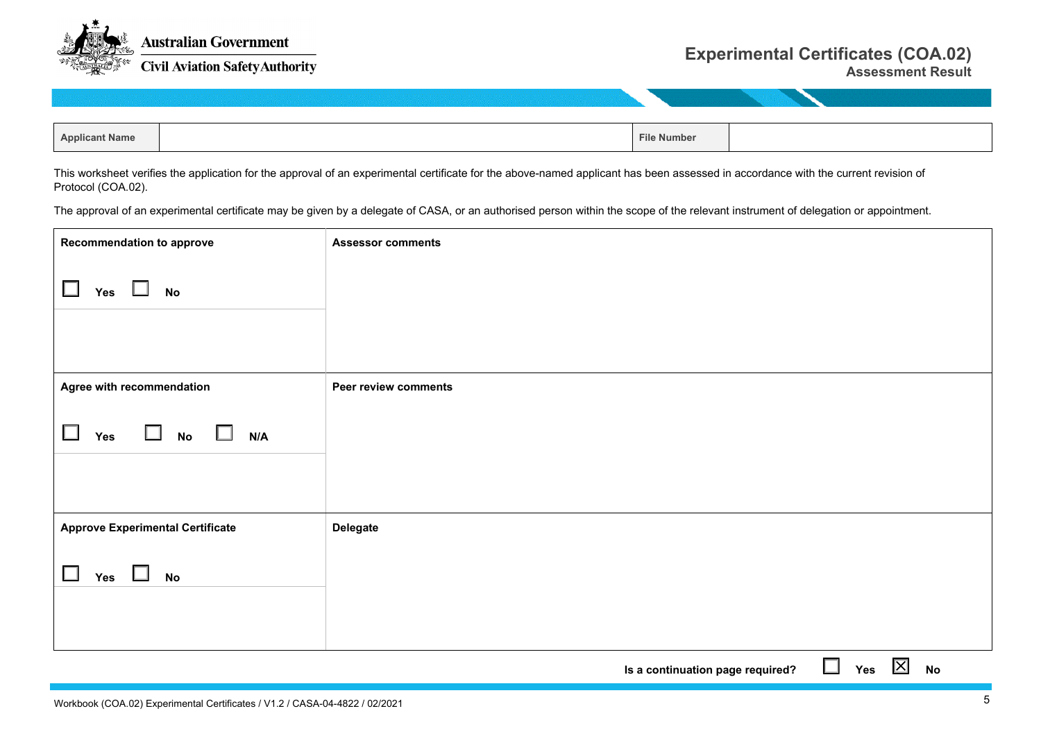# Experimental Certificates (COA.02)

## Assessment Result

| Applicant Name | | File Number | |
|---|---|---|---|

This worksheet verifies the application for the approval of an experimental certificate for the above-named applicant has been assessed in accordance with the current revision of Protocol (COA.02).

The approval of an experimental certificate may be given by a delegate of CASA, or an authorised person within the scope of the relevant instrument of delegation or appointment.

| | |
|---|---|
| **Recommendation to approve**<br><br>☐ **Yes** ☐ **No** | **Assessor comments** |
| **Agree with recommendation**<br><br>☐ **Yes** ☐ **No** ☐ **N/A** | **Peer review comments** |
| **Approve Experimental Certificate**<br><br>☐ **Yes** ☐ **No** | **Delegate** |

**Is a continuation page required?** ☐ **Yes** ☒ **No**